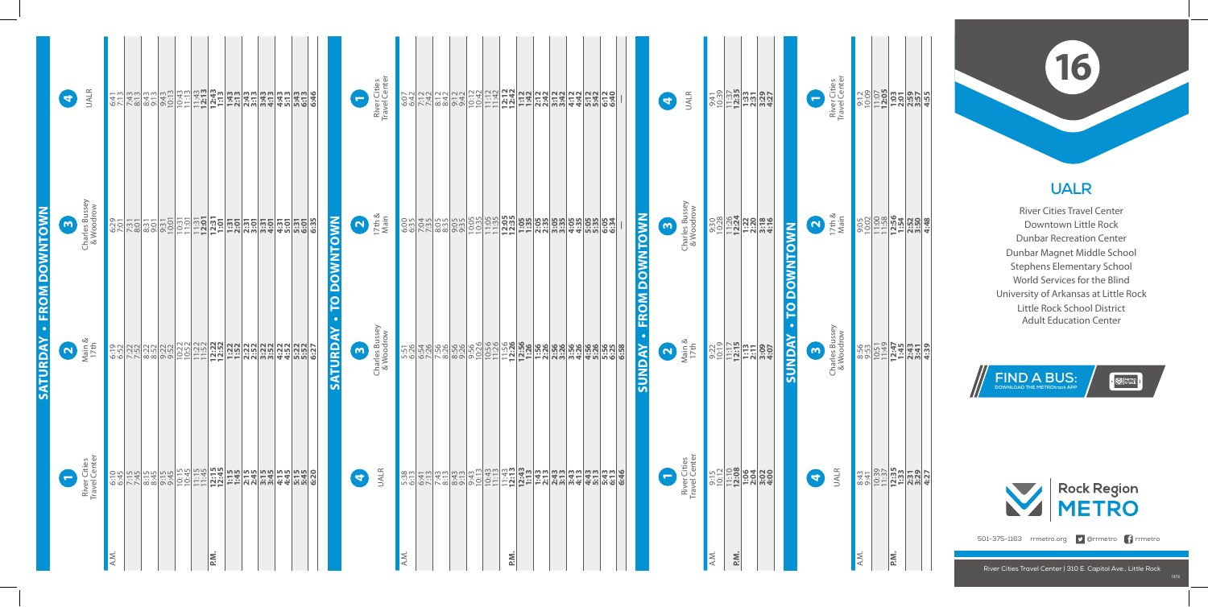# SATURDAY • FROM DOWNTOWN

| | 1 River Cities Travel Center | 2 Main & 17th | 3 Charles Bussey & Woodrow | 4 UALR |
|---|---|---|---|---|
| A.M. | 6:10 | 6:19 | 6:29 | 6:41 |
| | 6:45 | 6:52 | 7:01 | 7:13 |
| | 7:15 | 7:22 | 7:31 | 7:43 |
| | 7:45 | 7:52 | 8:01 | 8:13 |
| | 8:15 | 8:22 | 8:31 | 8:43 |
| | 8:45 | 8:52 | 9:01 | 9:13 |
| | 9:15 | 9:22 | 9:31 | 9:43 |
| | 9:45 | 9:52 | 10:01 | 10:13 |
| | 10:15 | 10:22 | 10:31 | 10:43 |
| | 10:45 | 10:52 | 11:01 | 11:13 |
| | 11:15 | 11:22 | 11:31 | 11:43 |
| | 11:45 | 11:52 | **12:01** | **12:13** |
| P.M. | **12:15** | **12:22** | **12:31** | **12:43** |
| | **12:45** | **12:52** | **1:01** | **1:13** |
| | **1:15** | **1:22** | **1:31** | **1:43** |
| | **1:45** | **1:52** | **2:01** | **2:13** |
| | **2:15** | **2:22** | **2:31** | **2:43** |
| | **2:45** | **2:52** | **3:01** | **3:13** |
| | **3:15** | **3:22** | **3:31** | **3:43** |
| | **3:45** | **3:52** | **4:01** | **4:13** |
| | **4:15** | **4:22** | **4:31** | **4:43** |
| | **4:45** | **4:52** | **5:01** | **5:13** |
| | **5:15** | **5:22** | **5:31** | **5:43** |
| | **5:45** | **5:52** | **6:01** | **6:13** |
| | **6:20** | **6:27** | **6:35** | **6:46** |

# SATURDAY • TO DOWNTOWN

| | 4 UALR | 3 Charles Bussey & Woodrow | 2 17th & Main | 1 River Cities Travel Center |
|---|---|---|---|---|
| A.M. | 5:38 | 5:51 | 6:00 | 6:07 |
| | 6:13 | 6:26 | 6:35 | 6:42 |
| | 6:41 | 6:54 | 7:04 | 7:12 |
| | 7:13 | 7:26 | 7:35 | 7:42 |
| | 7:43 | 7:56 | 8:05 | 8:12 |
| | 8:13 | 8:26 | 8:35 | 8:42 |
| | 8:43 | 8:56 | 9:05 | 9:12 |
| | 9:13 | 9:26 | 9:35 | 9:42 |
| | 9:43 | 9:56 | 10:05 | 10:12 |
| | 10:13 | 10:26 | 10:35 | 10:42 |
| | 10:43 | 10:56 | 11:05 | 11:12 |
| | 11:13 | 11:26 | 11:35 | 11:42 |
| P.M. | 11:43 | 11:56 | **12:05** | **12:12** |
| | **12:13** | **12:26** | **12:35** | **12:42** |
| | **12:43** | **12:56** | **1:05** | **1:12** |
| | **1:13** | **1:26** | **1:35** | **1:42** |
| | **1:43** | **1:56** | **2:05** | **2:12** |
| | **2:13** | **2:26** | **2:35** | **2:42** |
| | **2:43** | **2:56** | **3:05** | **3:12** |
| | **3:13** | **3:26** | **3:35** | **3:42** |
| | **3:43** | **3:56** | **4:05** | **4:12** |
| | **4:13** | **4:26** | **4:35** | **4:42** |
| | **4:43** | **4:56** | **5:05** | **5:12** |
| | **5:13** | **5:26** | **5:35** | **5:42** |
| | **5:43** | **5:56** | **6:05** | **6:12** |
| | **6:13** | **6:25** | **6:34** | **6:40** |
| | **6:46** | **6:58** | — | — |

# SUNDAY • FROM DOWNTOWN

| | 1 River Cities Travel Center | 2 Main & 17th | 3 Charles Bussey & Woodrow | 4 UALR |
|---|---|---|---|---|
| A.M. | 9:15 | 9:22 | 9:30 | 9:41 |
| | 10:12 | 10:19 | 10:28 | 10:39 |
| P.M. | 11:10 | 11:17 | 11:26 | 11:37 |
| | **12:08** | **12:15** | **12:24** | **12:35** |
| | **1:06** | **1:13** | **1:22** | **1:33** |
| | **2:04** | **2:11** | **2:20** | **2:31** |
| | **3:02** | **3:09** | **3:18** | **3:29** |
| | **4:00** | **4:07** | **4:16** | **4:27** |

# SUNDAY • TO DOWNTOWN

| | 4 UALR | 3 Charles Bussey & Woodrow | 2 17th & Main | 1 River Cities Travel Center |
|---|---|---|---|---|
| A.M. | 8:43 | 8:56 | 9:05 | 9:12 |
| | 9:41 | 9:53 | 10:02 | 10:09 |
| | 10:39 | 10:51 | 11:00 | 11:07 |
| | 11:37 | 11:49 | 11:58 | **12:05** |
| P.M. | **12:35** | **12:47** | **12:56** | **1:03** |
| | **1:33** | **1:45** | **1:54** | **2:01** |
| | **2:31** | **2:43** | **2:52** | **2:59** |
| | **3:29** | **3:41** | **3:50** | **3:57** |
| | **4:27** | **4:39** | **4:48** | **4:55** |

# 16

## UALR

River Cities Travel Center
Downtown Little Rock
Dunbar Recreation Center
Dunbar Magnet Middle School
Stephens Elementary School
World Services for the Blind
University of Arkansas at Little Rock
Little Rock School District Adult Education Center

**FIND A BUS:** DOWNLOAD THE METROtrack APP

Rock Region METRO

501-375-1163 rrmetro.org @rrmetro rrmetro

River Cities Travel Center | 310 E. Capitol Ave., Little Rock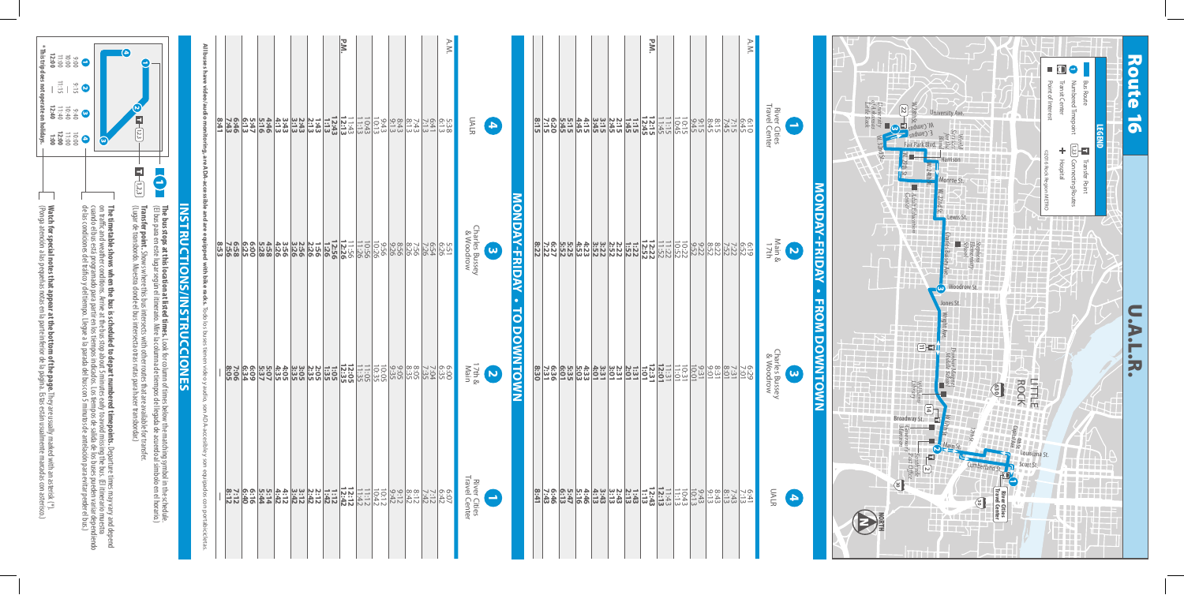# Route 16

# U.A.L.R.

**LEGEND**

- Bus Route
- Numbered Timepoint
- Transit Center
- Point of Interest
- Transfer Point
- Connecting Routes
- Hospital

©2016 Rock Region METRO

## MONDAY-FRIDAY • FROM DOWNTOWN

| | 1 River Cities Travel Center | 2 Main & 17th | 3 Charles Bussey & Woodrow | 4 UALR |
|---|---|---|---|---|
| A.M. | 6:10 | 6:19 | 6:29 | 6:41 |
| | 6:45 | 6:52 | 7:01 | 7:13 |
| | 7:15 | 7:22 | 7:31 | 7:43 |
| | 7:45 | 7:52 | 8:01 | 8:13 |
| | 8:15 | 8:22 | 8:31 | 8:43 |
| | 8:45 | 8:52 | 9:01 | 9:13 |
| | 9:15 | 9:22 | 9:31 | 9:43 |
| | 9:45 | 9:52 | 10:01 | 10:13 |
| | 10:15 | 10:22 | 10:31 | 10:43 |
| | 10:45 | 10:52 | 11:01 | 11:13 |
| | 11:15 | 11:22 | 11:31 | 11:43 |
| | 11:45 | 11:52 | **12:01** | **12:13** |
| P.M. | **12:15** | **12:22** | **12:31** | **12:43** |
| | **12:45** | **12:52** | **1:01** | **1:13** |
| | **1:15** | **1:22** | **1:31** | **1:43** |
| | **1:45** | **1:52** | **2:01** | **2:13** |
| | **2:15** | **2:22** | **2:31** | **2:43** |
| | **2:45** | **2:52** | **3:01** | **3:13** |
| | **3:15** | **3:22** | **3:31** | **3:43** |
| | **3:45** | **3:52** | **4:01** | **4:13** |
| | **4:15** | **4:23** | **4:33** | **4:46** |
| | **4:45** | **4:53** | **5:03** | **5:16** |
| | **5:15** | **5:25** | **5:35** | **5:47** |
| | **5:45** | **5:52** | **6:01** | **6:13** |
| | **6:20** | **6:27** | **6:36** | **6:46** |
| | **7:15** | **7:22** | **7:31** | **7:43** |
| | **8:15** | **8:22** | **8:30** | **8:41** |

## MONDAY-FRIDAY • TO DOWNTOWN

| | 4 UALR | 3 Charles Bussey & Woodrow | 2 17th & Main | 1 River Cities Travel Center |
|---|---|---|---|---|
| A.M. | 5:38 | 5:51 | 6:00 | 6:07 |
| | 6:13 | 6:26 | 6:35 | 6:42 |
| | 6:41 | 6:54 | 7:04 | 7:12 |
| | 7:13 | 7:26 | 7:35 | 7:42 |
| | 7:43 | 7:56 | 8:05 | 8:12 |
| | 8:13 | 8:26 | 8:35 | 8:42 |
| | 8:43 | 8:56 | 9:05 | 9:12 |
| | 9:13 | 9:26 | 9:35 | 9:42 |
| | 9:43 | 9:56 | 10:05 | 10:12 |
| | 10:13 | 10:26 | 10:35 | 10:42 |
| | 10:43 | 10:56 | 11:05 | 11:12 |
| | 11:13 | 11:26 | 11:35 | 11:42 |
| | 11:43 | 11:56 | **12:05** | **12:12** |
| P.M. | **12:13** | **12:26** | **12:35** | **12:42** |
| | **12:43** | **12:56** | **1:05** | **1:12** |
| | **1:13** | **1:26** | **1:35** | **1:42** |
| | **1:43** | **1:56** | **2:05** | **2:12** |
| | **2:13** | **2:26** | **2:35** | **2:42** |
| | **2:43** | **2:56** | **3:05** | **3:12** |
| | **3:13** | **3:26** | **3:35** | **3:42** |
| | **3:43** | **3:56** | **4:05** | **4:12** |
| | **4:13** | **4:26** | **4:35** | **4:42** |
| | **4:46** | **4:58** | **5:07** | **5:14** |
| | **5:16** | **5:28** | **5:37** | **5:44** |
| | **5:47** | **6:00** | **6:09** | **6:16** |
| | **6:13** | **6:20** | **6:34** | **6:40** |
| | **6:46** | **6:58** | **7:06** | **7:12** |
| | **7:43** | **7:56** | **8:05** | **8:12** |
| | **8:41** | **8:53** | | — |

All buses have video/audio monitoring, are ADA-accessible and are equipped with bike racks. Todos los buses tienen video y audio, son ADA-accesibles y son equipados con portabicicletas.

## INSTRUCTIONS/INSTRUCCIONES

**The bus stop at this location at listed times.** Look for a column of times below the matching symbol in the schedule. (El bus para en este lugar según el itinerario. Mire la columna de tiempo del llegada de acuerdo al símbolo en el horario.)

**Transfer point.** Shows where this bus intersects with other routes that are available for transfer. (Lugar de transbordo. Muestra dónde el bus intersecta otras rutas para hacer transbordo.)

**The timetable shows when the bus is scheduled to depart numbered timepoints.** Departure times may vary and depend on traffic and weather conditions. Arrive at the bus stop about 5 minutes early to avoid missing the bus. (El itinerario muestra cuando el bus está programado para partir en los tiempos indicados. Los tiempos de salida de los buses pueden variar dependiendo de las condiciones del tráfico y del tiempo. Llegue a la parada del bus con 5 minutos de antelación para evitar perder el bus.)

**Watch for special notes that appear at the bottom of the page.** They are usually marked with an asterisk (*). (Ponga atención a las pequeñas notas en la parte inferior de la página. Estás están usualmente marcadas con asterisco.)

| 1 | 2 | 3 | 4 |
|---|---|---|---|
| 9:00 | 9:15 | 9:40 | 10:00 |
| 10:00 | 10:15 | 10:40 | 11:00 |
| 11:00 | 11:15 | 11:40 | 12:00 |
| 12:00* | — | 12:40 | 1:00 |

\* This trip does not operate on holidays.